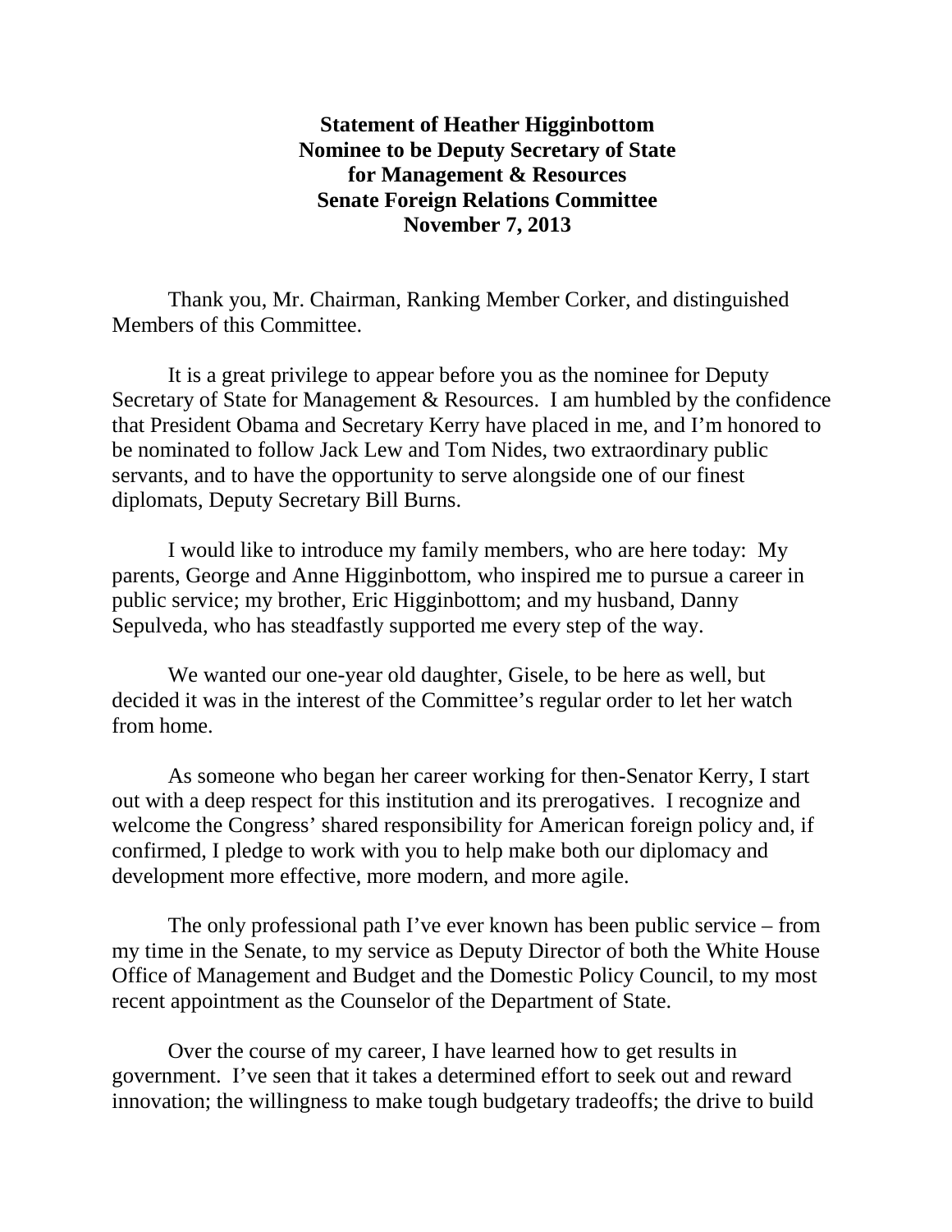**Statement of Heather Higginbottom**
**Nominee to be Deputy Secretary of State**
**for Management & Resources**
**Senate Foreign Relations Committee**
**November 7, 2013**

Thank you, Mr. Chairman, Ranking Member Corker, and distinguished Members of this Committee.

It is a great privilege to appear before you as the nominee for Deputy Secretary of State for Management & Resources. I am humbled by the confidence that President Obama and Secretary Kerry have placed in me, and I'm honored to be nominated to follow Jack Lew and Tom Nides, two extraordinary public servants, and to have the opportunity to serve alongside one of our finest diplomats, Deputy Secretary Bill Burns.

I would like to introduce my family members, who are here today: My parents, George and Anne Higginbottom, who inspired me to pursue a career in public service; my brother, Eric Higginbottom; and my husband, Danny Sepulveda, who has steadfastly supported me every step of the way.

We wanted our one-year old daughter, Gisele, to be here as well, but decided it was in the interest of the Committee's regular order to let her watch from home.

As someone who began her career working for then-Senator Kerry, I start out with a deep respect for this institution and its prerogatives. I recognize and welcome the Congress' shared responsibility for American foreign policy and, if confirmed, I pledge to work with you to help make both our diplomacy and development more effective, more modern, and more agile.

The only professional path I've ever known has been public service – from my time in the Senate, to my service as Deputy Director of both the White House Office of Management and Budget and the Domestic Policy Council, to my most recent appointment as the Counselor of the Department of State.

Over the course of my career, I have learned how to get results in government. I've seen that it takes a determined effort to seek out and reward innovation; the willingness to make tough budgetary tradeoffs; the drive to build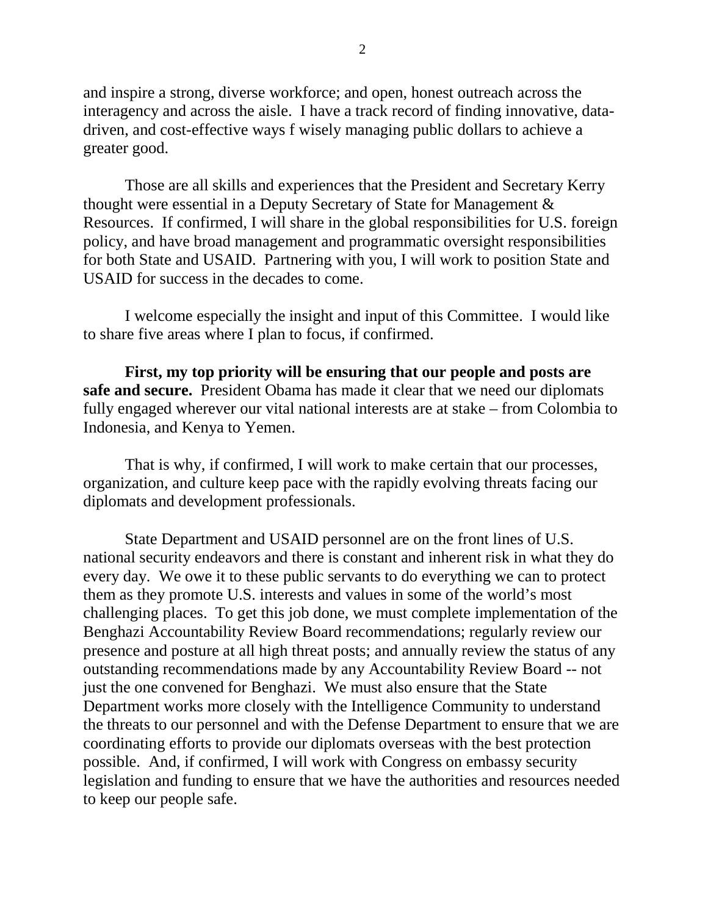and inspire a strong, diverse workforce; and open, honest outreach across the interagency and across the aisle. I have a track record of finding innovative, data-driven, and cost-effective ways f wisely managing public dollars to achieve a greater good.

Those are all skills and experiences that the President and Secretary Kerry thought were essential in a Deputy Secretary of State for Management & Resources. If confirmed, I will share in the global responsibilities for U.S. foreign policy, and have broad management and programmatic oversight responsibilities for both State and USAID. Partnering with you, I will work to position State and USAID for success in the decades to come.

I welcome especially the insight and input of this Committee. I would like to share five areas where I plan to focus, if confirmed.

**First, my top priority will be ensuring that our people and posts are safe and secure.** President Obama has made it clear that we need our diplomats fully engaged wherever our vital national interests are at stake – from Colombia to Indonesia, and Kenya to Yemen.

That is why, if confirmed, I will work to make certain that our processes, organization, and culture keep pace with the rapidly evolving threats facing our diplomats and development professionals.

State Department and USAID personnel are on the front lines of U.S. national security endeavors and there is constant and inherent risk in what they do every day. We owe it to these public servants to do everything we can to protect them as they promote U.S. interests and values in some of the world's most challenging places. To get this job done, we must complete implementation of the Benghazi Accountability Review Board recommendations; regularly review our presence and posture at all high threat posts; and annually review the status of any outstanding recommendations made by any Accountability Review Board -- not just the one convened for Benghazi. We must also ensure that the State Department works more closely with the Intelligence Community to understand the threats to our personnel and with the Defense Department to ensure that we are coordinating efforts to provide our diplomats overseas with the best protection possible. And, if confirmed, I will work with Congress on embassy security legislation and funding to ensure that we have the authorities and resources needed to keep our people safe.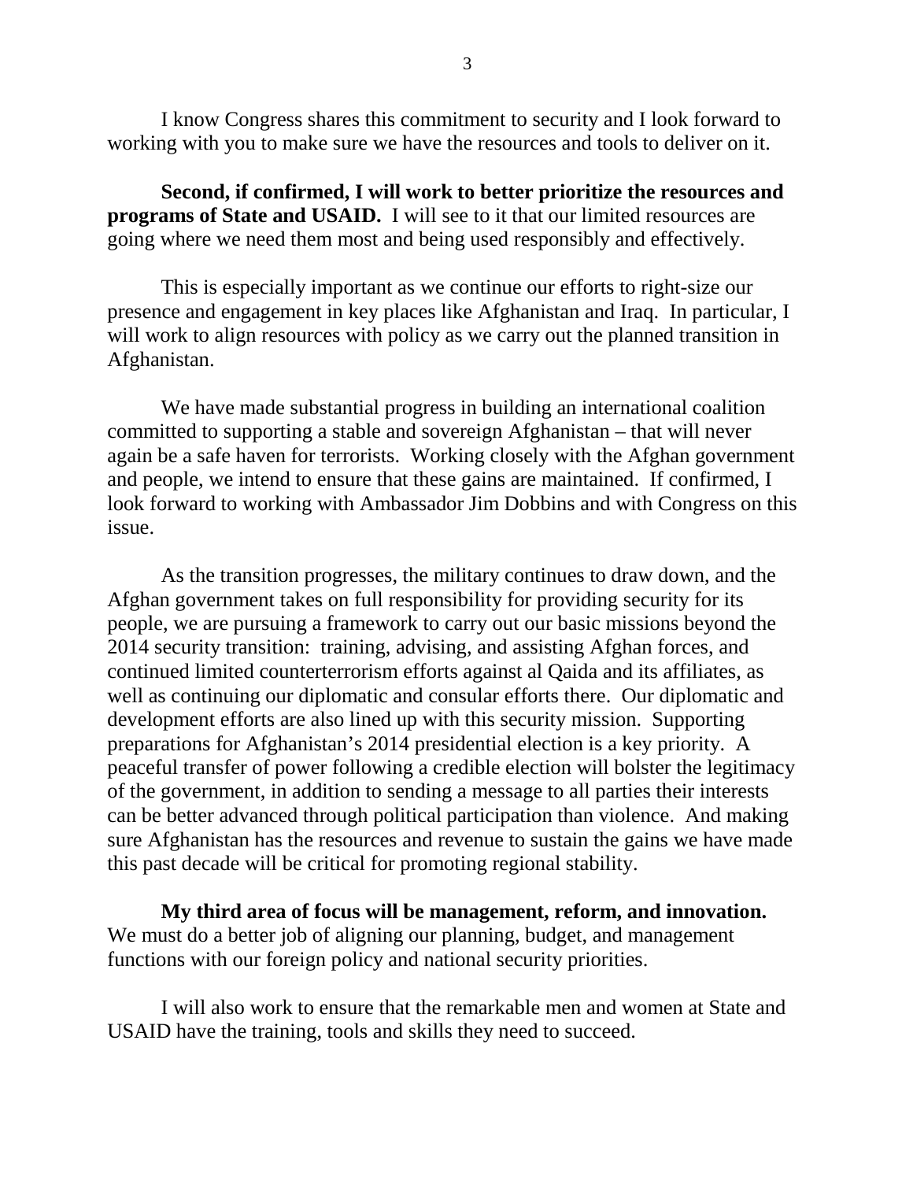I know Congress shares this commitment to security and I look forward to working with you to make sure we have the resources and tools to deliver on it.

**Second, if confirmed, I will work to better prioritize the resources and programs of State and USAID.** I will see to it that our limited resources are going where we need them most and being used responsibly and effectively.

This is especially important as we continue our efforts to right-size our presence and engagement in key places like Afghanistan and Iraq. In particular, I will work to align resources with policy as we carry out the planned transition in Afghanistan.

We have made substantial progress in building an international coalition committed to supporting a stable and sovereign Afghanistan – that will never again be a safe haven for terrorists. Working closely with the Afghan government and people, we intend to ensure that these gains are maintained. If confirmed, I look forward to working with Ambassador Jim Dobbins and with Congress on this issue.

As the transition progresses, the military continues to draw down, and the Afghan government takes on full responsibility for providing security for its people, we are pursuing a framework to carry out our basic missions beyond the 2014 security transition: training, advising, and assisting Afghan forces, and continued limited counterterrorism efforts against al Qaida and its affiliates, as well as continuing our diplomatic and consular efforts there. Our diplomatic and development efforts are also lined up with this security mission. Supporting preparations for Afghanistan's 2014 presidential election is a key priority. A peaceful transfer of power following a credible election will bolster the legitimacy of the government, in addition to sending a message to all parties their interests can be better advanced through political participation than violence. And making sure Afghanistan has the resources and revenue to sustain the gains we have made this past decade will be critical for promoting regional stability.

**My third area of focus will be management, reform, and innovation.** We must do a better job of aligning our planning, budget, and management functions with our foreign policy and national security priorities.

I will also work to ensure that the remarkable men and women at State and USAID have the training, tools and skills they need to succeed.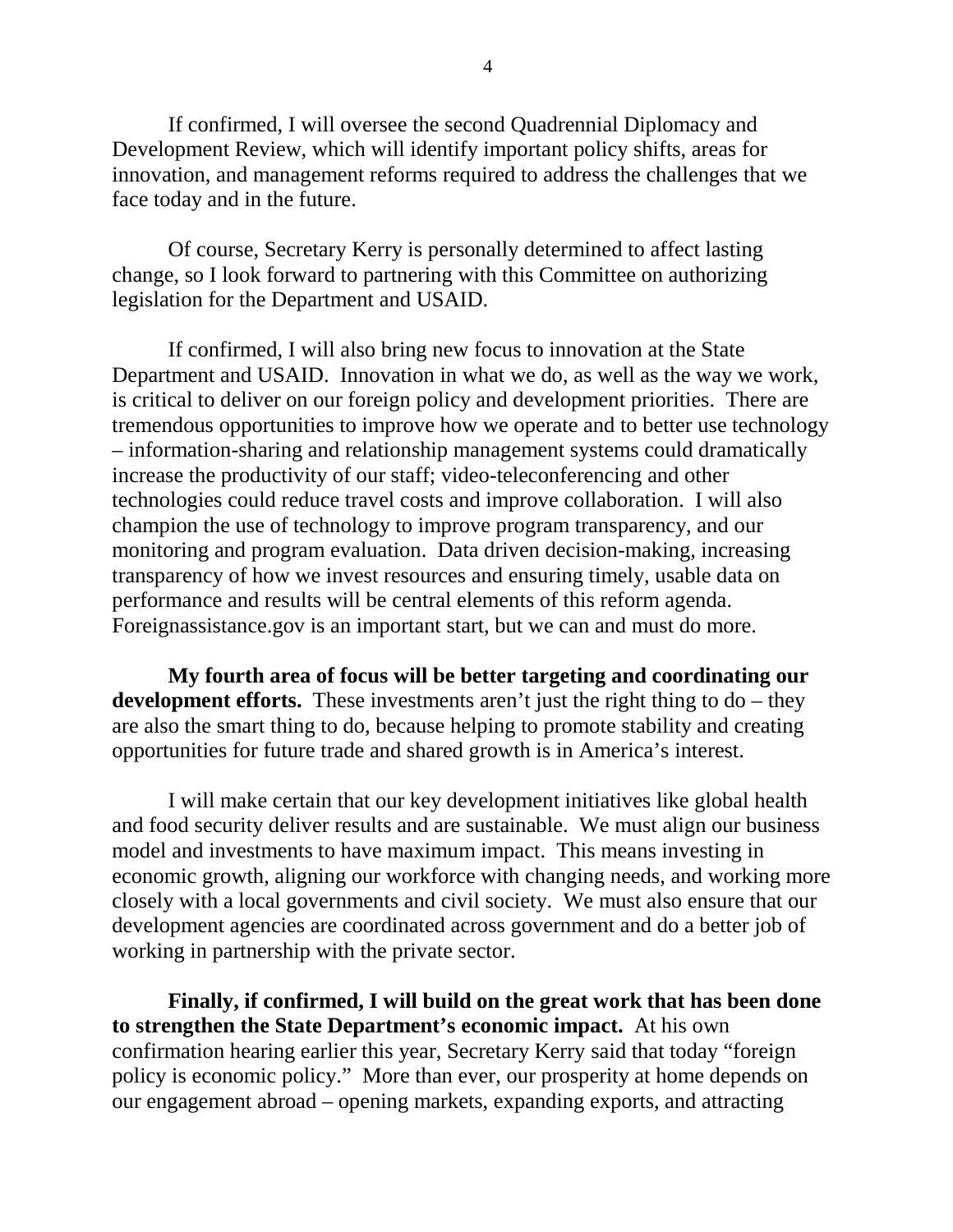If confirmed, I will oversee the second Quadrennial Diplomacy and Development Review, which will identify important policy shifts, areas for innovation, and management reforms required to address the challenges that we face today and in the future.

Of course, Secretary Kerry is personally determined to affect lasting change, so I look forward to partnering with this Committee on authorizing legislation for the Department and USAID.

If confirmed, I will also bring new focus to innovation at the State Department and USAID. Innovation in what we do, as well as the way we work, is critical to deliver on our foreign policy and development priorities. There are tremendous opportunities to improve how we operate and to better use technology – information-sharing and relationship management systems could dramatically increase the productivity of our staff; video-teleconferencing and other technologies could reduce travel costs and improve collaboration. I will also champion the use of technology to improve program transparency, and our monitoring and program evaluation. Data driven decision-making, increasing transparency of how we invest resources and ensuring timely, usable data on performance and results will be central elements of this reform agenda. Foreignassistance.gov is an important start, but we can and must do more.

**My fourth area of focus will be better targeting and coordinating our development efforts.** These investments aren't just the right thing to do – they are also the smart thing to do, because helping to promote stability and creating opportunities for future trade and shared growth is in America's interest.

I will make certain that our key development initiatives like global health and food security deliver results and are sustainable. We must align our business model and investments to have maximum impact. This means investing in economic growth, aligning our workforce with changing needs, and working more closely with a local governments and civil society. We must also ensure that our development agencies are coordinated across government and do a better job of working in partnership with the private sector.

**Finally, if confirmed, I will build on the great work that has been done to strengthen the State Department's economic impact.** At his own confirmation hearing earlier this year, Secretary Kerry said that today "foreign policy is economic policy." More than ever, our prosperity at home depends on our engagement abroad – opening markets, expanding exports, and attracting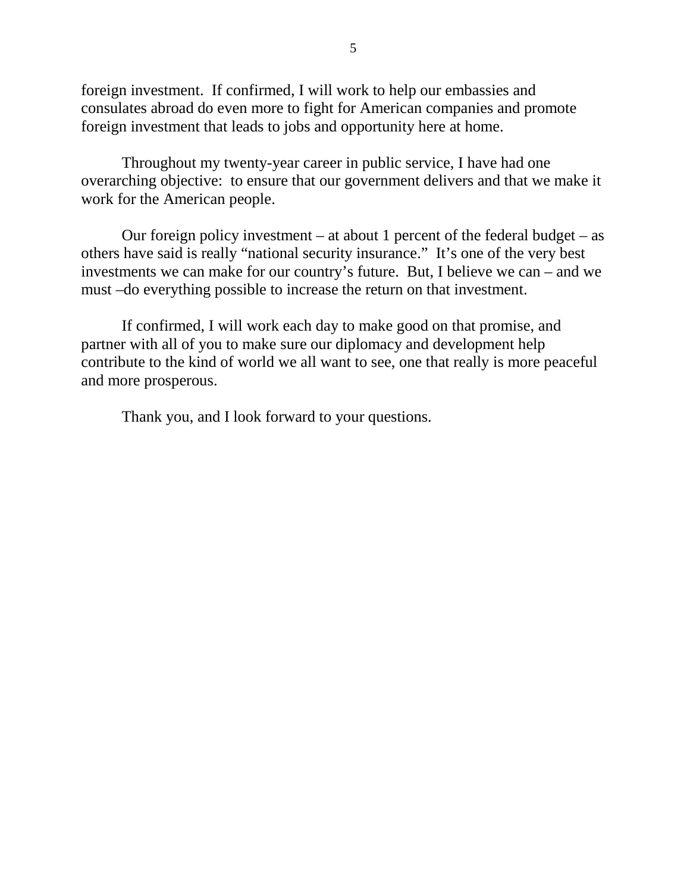foreign investment.  If confirmed, I will work to help our embassies and consulates abroad do even more to fight for American companies and promote foreign investment that leads to jobs and opportunity here at home.

Throughout my twenty-year career in public service, I have had one overarching objective:  to ensure that our government delivers and that we make it work for the American people.

Our foreign policy investment – at about 1 percent of the federal budget – as others have said is really "national security insurance."  It's one of the very best investments we can make for our country's future.  But, I believe we can – and we must –do everything possible to increase the return on that investment.

If confirmed, I will work each day to make good on that promise, and partner with all of you to make sure our diplomacy and development help contribute to the kind of world we all want to see, one that really is more peaceful and more prosperous.

Thank you, and I look forward to your questions.